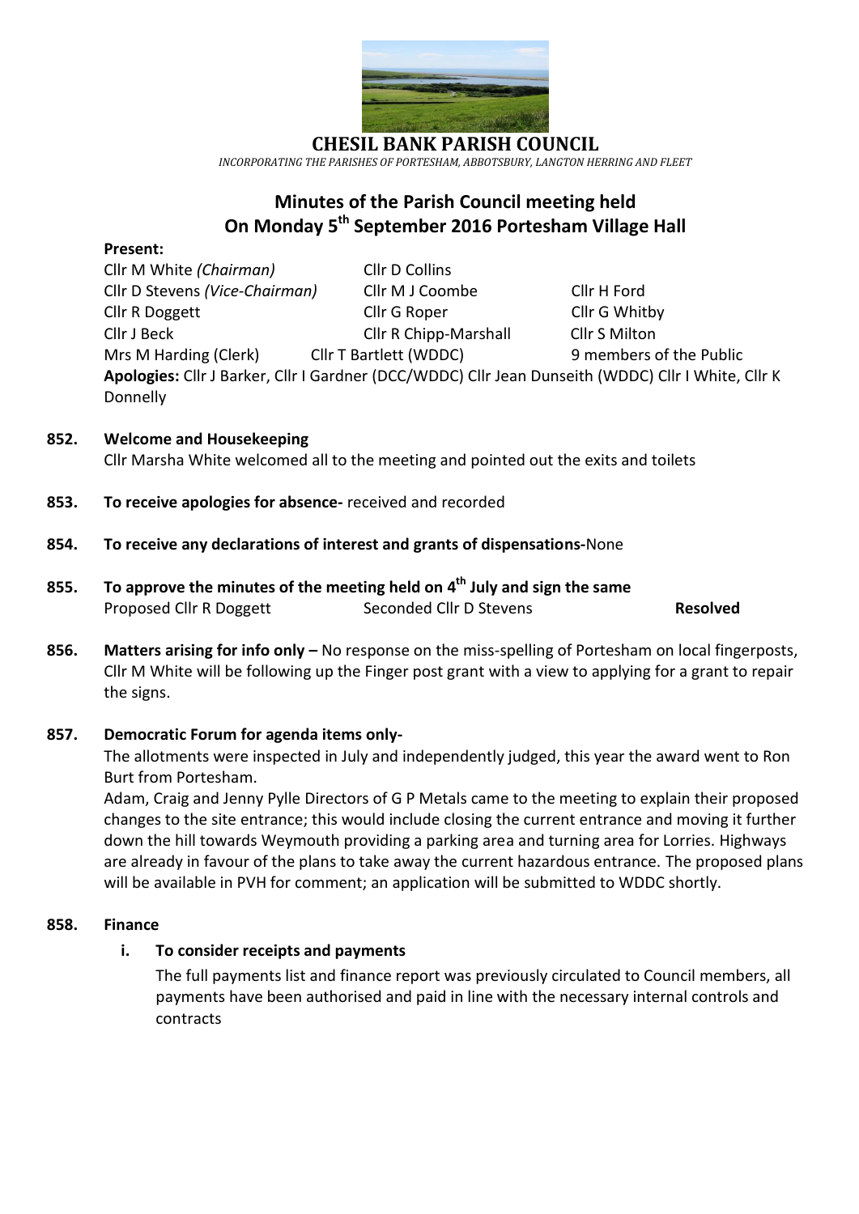# CHESIL BANK PARISH COUNCIL

*INCORPORATING THE PARISHES OF PORTESHAM, ABBOTSBURY, LANGTON HERRING AND FLEET*

## Minutes of the Parish Council meeting held On Monday 5th September 2016 Portesham Village Hall

**Present:**

| | | |
|---|---|---|
| Cllr M White *(Chairman)* | Cllr D Collins | |
| Cllr D Stevens *(Vice-Chairman)* | Cllr M J Coombe | Cllr H Ford |
| Cllr R Doggett | Cllr G Roper | Cllr G Whitby |
| Cllr J Beck | Cllr R Chipp-Marshall | Cllr S Milton |
| Mrs M Harding (Clerk) | Cllr T Bartlett (WDDC) | 9 members of the Public |

**Apologies:** Cllr J Barker, Cllr I Gardner (DCC/WDDC) Cllr Jean Dunseith (WDDC) Cllr I White, Cllr K Donnelly

**852. Welcome and Housekeeping**

Cllr Marsha White welcomed all to the meeting and pointed out the exits and toilets

**853. To receive apologies for absence-** received and recorded

**854. To receive any declarations of interest and grants of dispensations-**None

**855. To approve the minutes of the meeting held on 4th July and sign the same**

Proposed Cllr R Doggett Seconded Cllr D Stevens **Resolved**

**856. Matters arising for info only –** No response on the miss-spelling of Portesham on local fingerposts, Cllr M White will be following up the Finger post grant with a view to applying for a grant to repair the signs.

**857. Democratic Forum for agenda items only-**

The allotments were inspected in July and independently judged, this year the award went to Ron Burt from Portesham.

Adam, Craig and Jenny Pylle Directors of G P Metals came to the meeting to explain their proposed changes to the site entrance; this would include closing the current entrance and moving it further down the hill towards Weymouth providing a parking area and turning area for Lorries. Highways are already in favour of the plans to take away the current hazardous entrance. The proposed plans will be available in PVH for comment; an application will be submitted to WDDC shortly.

**858. Finance**

**i. To consider receipts and payments**

The full payments list and finance report was previously circulated to Council members, all payments have been authorised and paid in line with the necessary internal controls and contracts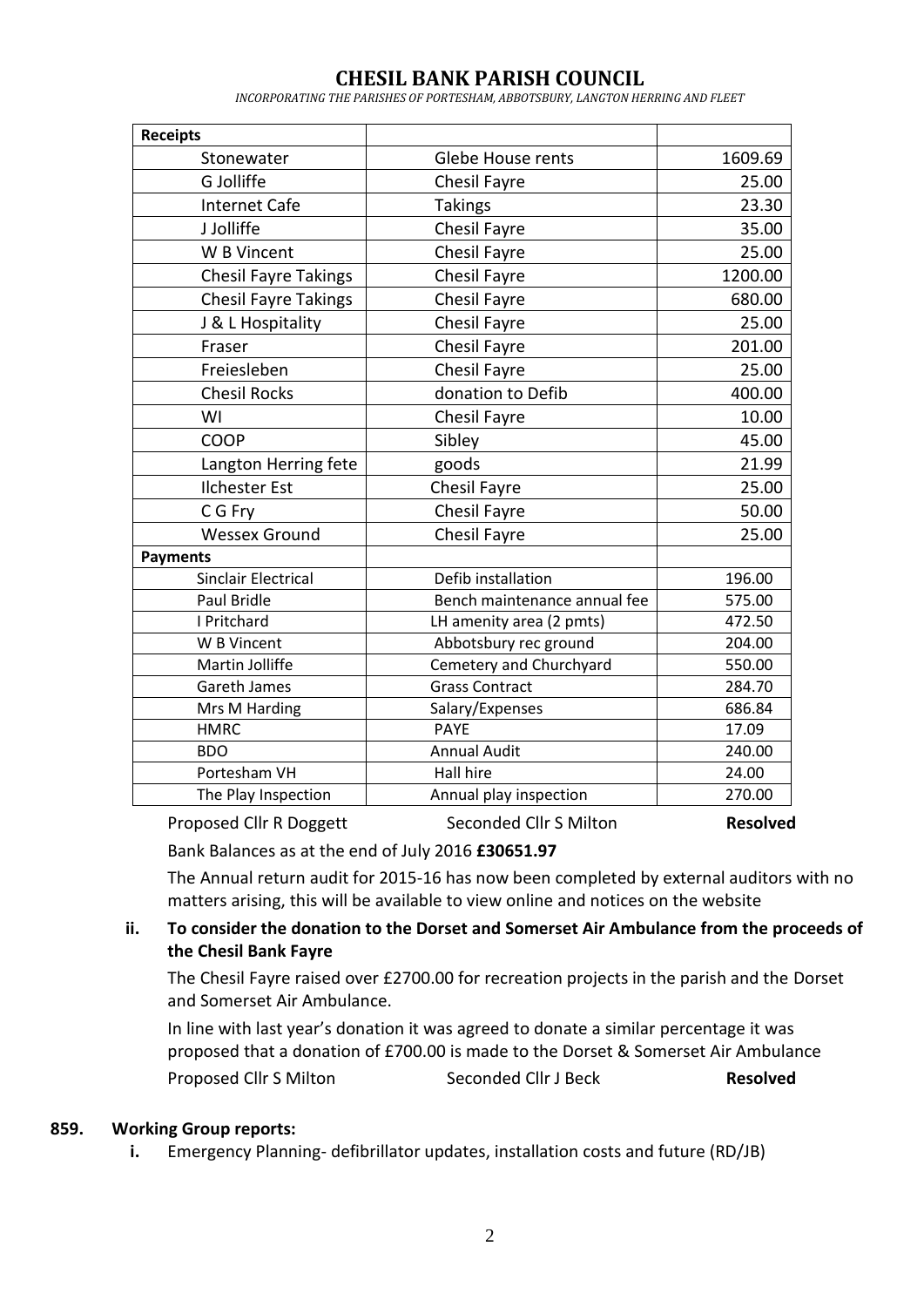# CHESIL BANK PARISH COUNCIL

*INCORPORATING THE PARISHES OF PORTESHAM, ABBOTSBURY, LANGTON HERRING AND FLEET*

| **Receipts** | | |
|---|---|---|
| Stonewater | Glebe House rents | 1609.69 |
| G Jolliffe | Chesil Fayre | 25.00 |
| Internet Cafe | Takings | 23.30 |
| J Jolliffe | Chesil Fayre | 35.00 |
| W B Vincent | Chesil Fayre | 25.00 |
| Chesil Fayre Takings | Chesil Fayre | 1200.00 |
| Chesil Fayre Takings | Chesil Fayre | 680.00 |
| J & L Hospitality | Chesil Fayre | 25.00 |
| Fraser | Chesil Fayre | 201.00 |
| Freiesleben | Chesil Fayre | 25.00 |
| Chesil Rocks | donation to Defib | 400.00 |
| WI | Chesil Fayre | 10.00 |
| COOP | Sibley | 45.00 |
| Langton Herring fete | goods | 21.99 |
| Ilchester Est | Chesil Fayre | 25.00 |
| C G Fry | Chesil Fayre | 50.00 |
| Wessex Ground | Chesil Fayre | 25.00 |
| **Payments** | | |
| Sinclair Electrical | Defib installation | 196.00 |
| Paul Bridle | Bench maintenance annual fee | 575.00 |
| I Pritchard | LH amenity area (2 pmts) | 472.50 |
| W B Vincent | Abbotsbury rec ground | 204.00 |
| Martin Jolliffe | Cemetery and Churchyard | 550.00 |
| Gareth James | Grass Contract | 284.70 |
| Mrs M Harding | Salary/Expenses | 686.84 |
| HMRC | PAYE | 17.09 |
| BDO | Annual Audit | 240.00 |
| Portesham VH | Hall hire | 24.00 |
| The Play Inspection | Annual play inspection | 270.00 |

Proposed Cllr R Doggett Seconded Cllr S Milton **Resolved**

Bank Balances as at the end of July 2016 **£30651.97**

The Annual return audit for 2015-16 has now been completed by external auditors with no matters arising, this will be available to view online and notices on the website

**ii. To consider the donation to the Dorset and Somerset Air Ambulance from the proceeds of the Chesil Bank Fayre**

The Chesil Fayre raised over £2700.00 for recreation projects in the parish and the Dorset and Somerset Air Ambulance.

In line with last year's donation it was agreed to donate a similar percentage it was proposed that a donation of £700.00 is made to the Dorset & Somerset Air Ambulance

Proposed Cllr S Milton Seconded Cllr J Beck **Resolved**

**859. Working Group reports:**

**i.** Emergency Planning- defibrillator updates, installation costs and future (RD/JB)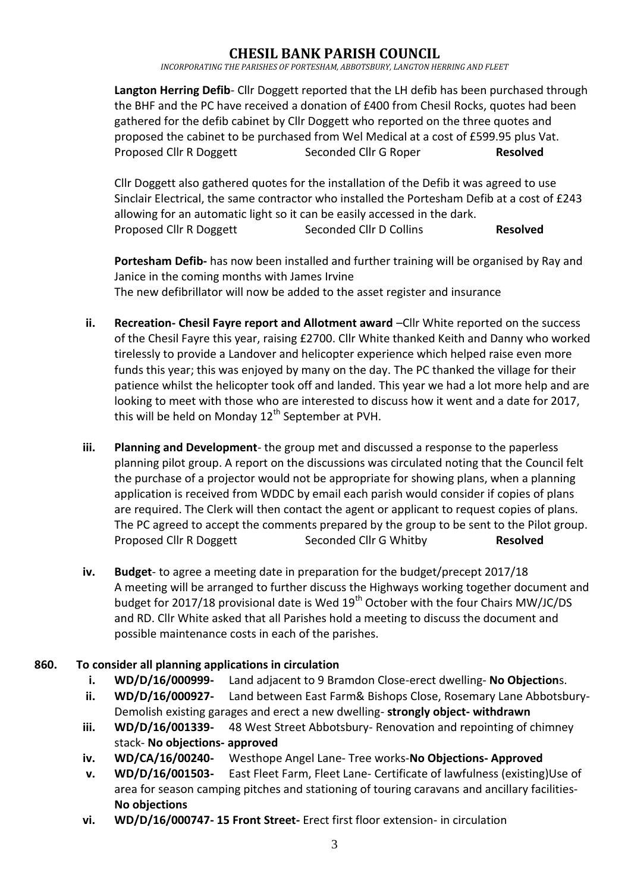**Langton Herring Defib**- Cllr Doggett reported that the LH defib has been purchased through the BHF and the PC have received a donation of £400 from Chesil Rocks, quotes had been gathered for the defib cabinet by Cllr Doggett who reported on the three quotes and proposed the cabinet to be purchased from Wel Medical at a cost of £599.95 plus Vat.

Proposed Cllr R Doggett   Seconded Cllr G Roper   **Resolved**

Cllr Doggett also gathered quotes for the installation of the Defib it was agreed to use Sinclair Electrical, the same contractor who installed the Portesham Defib at a cost of £243 allowing for an automatic light so it can be easily accessed in the dark.

Proposed Cllr R Doggett   Seconded Cllr D Collins   **Resolved**

**Portesham Defib-** has now been installed and further training will be organised by Ray and Janice in the coming months with James Irvine

The new defibrillator will now be added to the asset register and insurance

- **ii. Recreation- Chesil Fayre report and Allotment award** –Cllr White reported on the success of the Chesil Fayre this year, raising £2700. Cllr White thanked Keith and Danny who worked tirelessly to provide a Landover and helicopter experience which helped raise even more funds this year; this was enjoyed by many on the day. The PC thanked the village for their patience whilst the helicopter took off and landed. This year we had a lot more help and are looking to meet with those who are interested to discuss how it went and a date for 2017, this will be held on Monday 12th September at PVH.
- **iii. Planning and Development**- the group met and discussed a response to the paperless planning pilot group. A report on the discussions was circulated noting that the Council felt the purchase of a projector would not be appropriate for showing plans, when a planning application is received from WDDC by email each parish would consider if copies of plans are required. The Clerk will then contact the agent or applicant to request copies of plans. The PC agreed to accept the comments prepared by the group to be sent to the Pilot group.

  Proposed Cllr R Doggett   Seconded Cllr G Whitby   **Resolved**
- **iv. Budget**- to agree a meeting date in preparation for the budget/precept 2017/18

  A meeting will be arranged to further discuss the Highways working together document and budget for 2017/18 provisional date is Wed 19th October with the four Chairs MW/JC/DS and RD. Cllr White asked that all Parishes hold a meeting to discuss the document and possible maintenance costs in each of the parishes.

**860. To consider all planning applications in circulation**

- **i. WD/D/16/000999-** Land adjacent to 9 Bramdon Close-erect dwelling- **No Objection**s.
- **ii. WD/D/16/000927-** Land between East Farm& Bishops Close, Rosemary Lane Abbotsbury- Demolish existing garages and erect a new dwelling- **strongly object- withdrawn**
- **iii. WD/D/16/001339-** 48 West Street Abbotsbury- Renovation and repointing of chimney stack- **No objections- approved**
- **iv. WD/CA/16/00240-** Westhope Angel Lane- Tree works-**No Objections- Approved**
- **v. WD/D/16/001503-** East Fleet Farm, Fleet Lane- Certificate of lawfulness (existing)Use of area for season camping pitches and stationing of touring caravans and ancillary facilities- **No objections**
- **vi. WD/D/16/000747- 15 Front Street-** Erect first floor extension- in circulation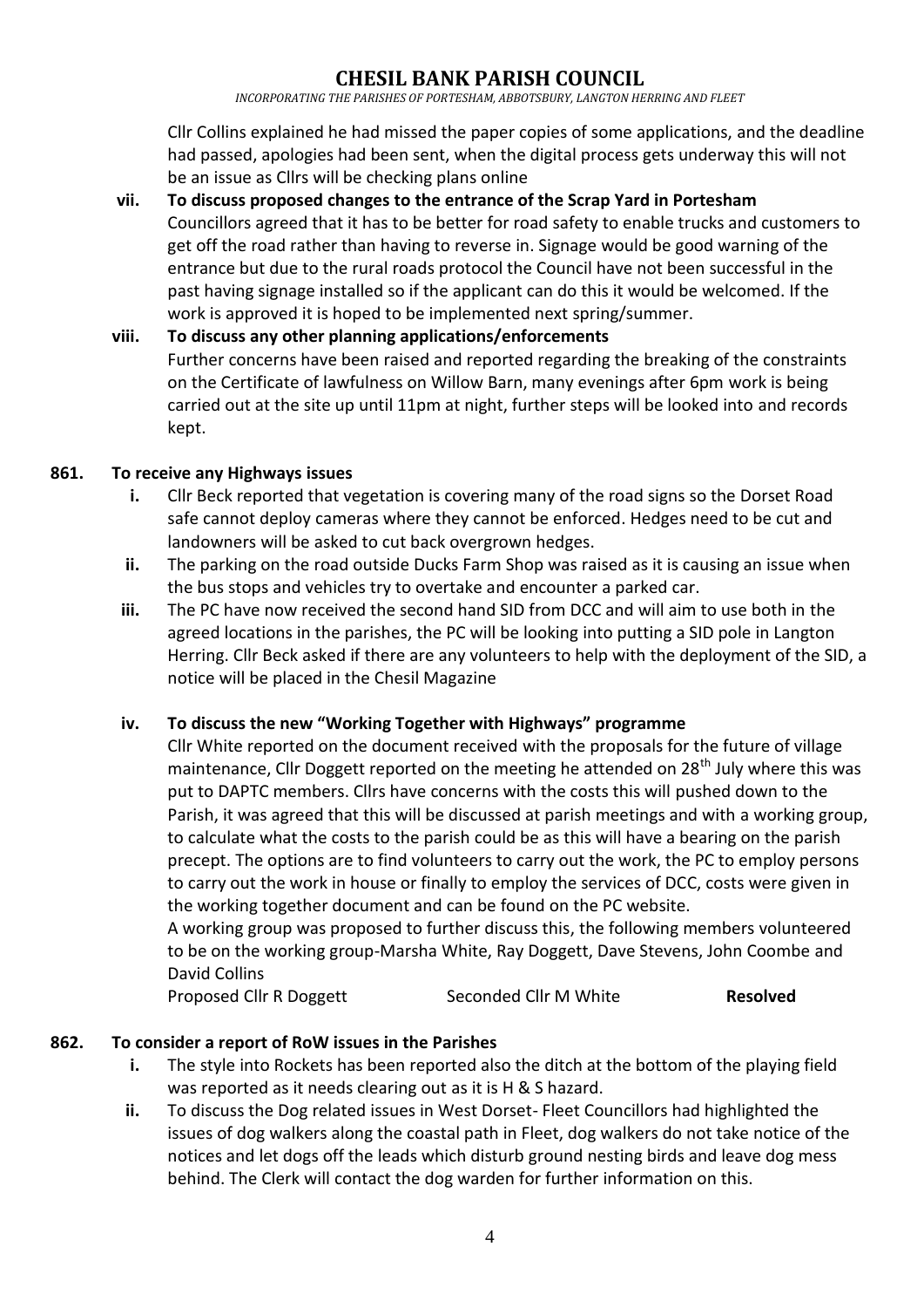Cllr Collins explained he had missed the paper copies of some applications, and the deadline had passed, apologies had been sent, when the digital process gets underway this will not be an issue as Cllrs will be checking plans online

**vii. To discuss proposed changes to the entrance of the Scrap Yard in Portesham**

Councillors agreed that it has to be better for road safety to enable trucks and customers to get off the road rather than having to reverse in. Signage would be good warning of the entrance but due to the rural roads protocol the Council have not been successful in the past having signage installed so if the applicant can do this it would be welcomed. If the work is approved it is hoped to be implemented next spring/summer.

**viii. To discuss any other planning applications/enforcements**

Further concerns have been raised and reported regarding the breaking of the constraints on the Certificate of lawfulness on Willow Barn, many evenings after 6pm work is being carried out at the site up until 11pm at night, further steps will be looked into and records kept.

**861. To receive any Highways issues**

**i.** Cllr Beck reported that vegetation is covering many of the road signs so the Dorset Road safe cannot deploy cameras where they cannot be enforced. Hedges need to be cut and landowners will be asked to cut back overgrown hedges.

**ii.** The parking on the road outside Ducks Farm Shop was raised as it is causing an issue when the bus stops and vehicles try to overtake and encounter a parked car.

**iii.** The PC have now received the second hand SID from DCC and will aim to use both in the agreed locations in the parishes, the PC will be looking into putting a SID pole in Langton Herring. Cllr Beck asked if there are any volunteers to help with the deployment of the SID, a notice will be placed in the Chesil Magazine

**iv. To discuss the new "Working Together with Highways" programme**

Cllr White reported on the document received with the proposals for the future of village maintenance, Cllr Doggett reported on the meeting he attended on 28th July where this was put to DAPTC members. Cllrs have concerns with the costs this will pushed down to the Parish, it was agreed that this will be discussed at parish meetings and with a working group, to calculate what the costs to the parish could be as this will have a bearing on the parish precept. The options are to find volunteers to carry out the work, the PC to employ persons to carry out the work in house or finally to employ the services of DCC, costs were given in the working together document and can be found on the PC website.

A working group was proposed to further discuss this, the following members volunteered to be on the working group-Marsha White, Ray Doggett, Dave Stevens, John Coombe and David Collins

Proposed Cllr R Doggett  Seconded Cllr M White  **Resolved**

**862. To consider a report of RoW issues in the Parishes**

**i.** The style into Rockets has been reported also the ditch at the bottom of the playing field was reported as it needs clearing out as it is H & S hazard.

**ii.** To discuss the Dog related issues in West Dorset- Fleet Councillors had highlighted the issues of dog walkers along the coastal path in Fleet, dog walkers do not take notice of the notices and let dogs off the leads which disturb ground nesting birds and leave dog mess behind. The Clerk will contact the dog warden for further information on this.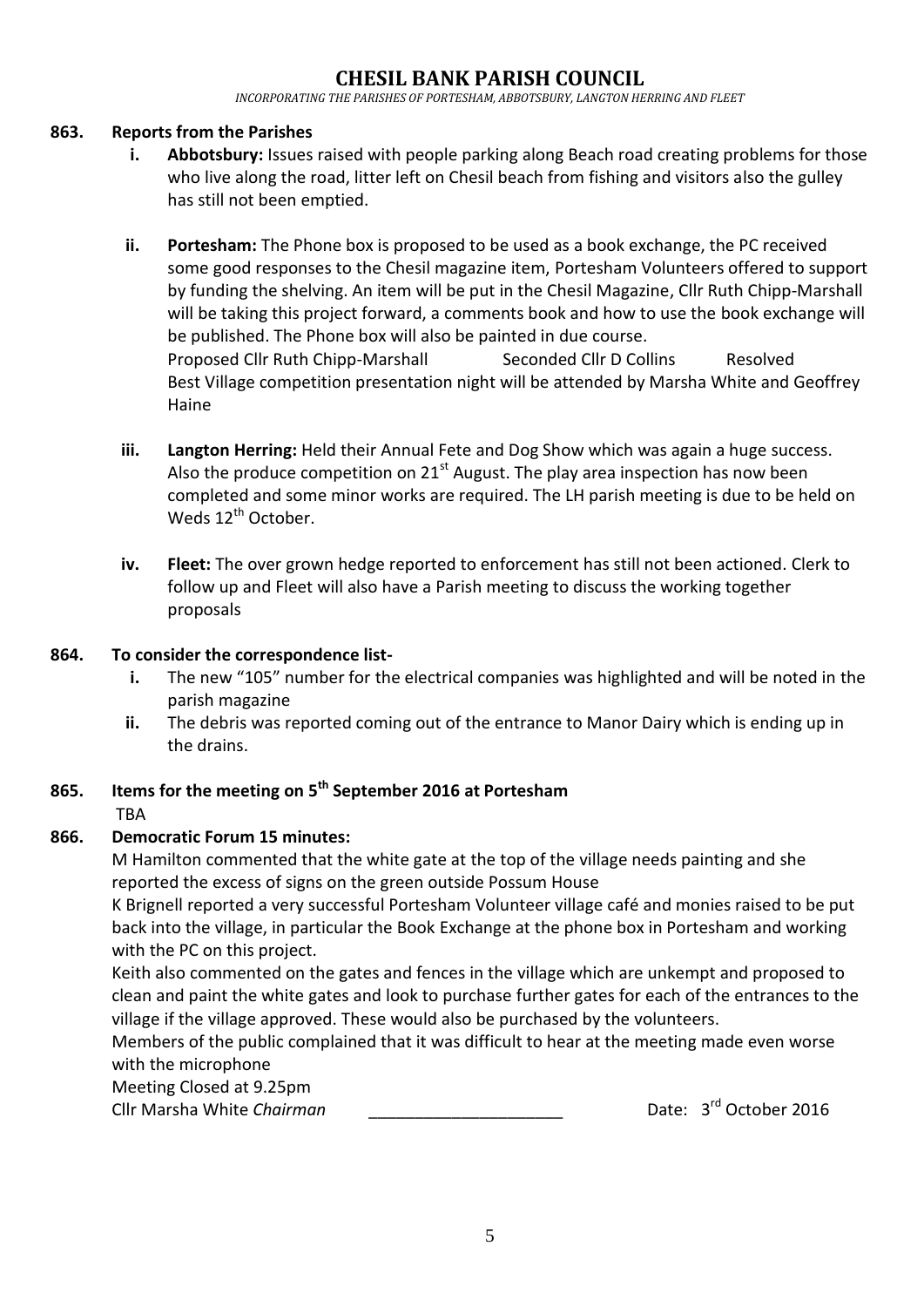# CHESIL BANK PARISH COUNCIL

*INCORPORATING THE PARISHES OF PORTESHAM, ABBOTSBURY, LANGTON HERRING AND FLEET*

**863. Reports from the Parishes**

- **i. Abbotsbury:** Issues raised with people parking along Beach road creating problems for those who live along the road, litter left on Chesil beach from fishing and visitors also the gulley has still not been emptied.

- **ii. Portesham:** The Phone box is proposed to be used as a book exchange, the PC received some good responses to the Chesil magazine item, Portesham Volunteers offered to support by funding the shelving. An item will be put in the Chesil Magazine, Cllr Ruth Chipp-Marshall will be taking this project forward, a comments book and how to use the book exchange will be published. The Phone box will also be painted in due course.
  Proposed Cllr Ruth Chipp-Marshall  Seconded Cllr D Collins  Resolved
  Best Village competition presentation night will be attended by Marsha White and Geoffrey Haine

- **iii. Langton Herring:** Held their Annual Fete and Dog Show which was again a huge success. Also the produce competition on 21st August. The play area inspection has now been completed and some minor works are required. The LH parish meeting is due to be held on Weds 12th October.

- **iv. Fleet:** The over grown hedge reported to enforcement has still not been actioned. Clerk to follow up and Fleet will also have a Parish meeting to discuss the working together proposals

**864. To consider the correspondence list-**

- **i.** The new "105" number for the electrical companies was highlighted and will be noted in the parish magazine
- **ii.** The debris was reported coming out of the entrance to Manor Dairy which is ending up in the drains.

**865. Items for the meeting on 5th September 2016 at Portesham**

TBA

**866. Democratic Forum 15 minutes:**

M Hamilton commented that the white gate at the top of the village needs painting and she reported the excess of signs on the green outside Possum House

K Brignell reported a very successful Portesham Volunteer village café and monies raised to be put back into the village, in particular the Book Exchange at the phone box in Portesham and working with the PC on this project.

Keith also commented on the gates and fences in the village which are unkempt and proposed to clean and paint the white gates and look to purchase further gates for each of the entrances to the village if the village approved. These would also be purchased by the volunteers.

Members of the public complained that it was difficult to hear at the meeting made even worse with the microphone

Meeting Closed at 9.25pm

Cllr Marsha White *Chairman* _____________________ Date: 3rd October 2016